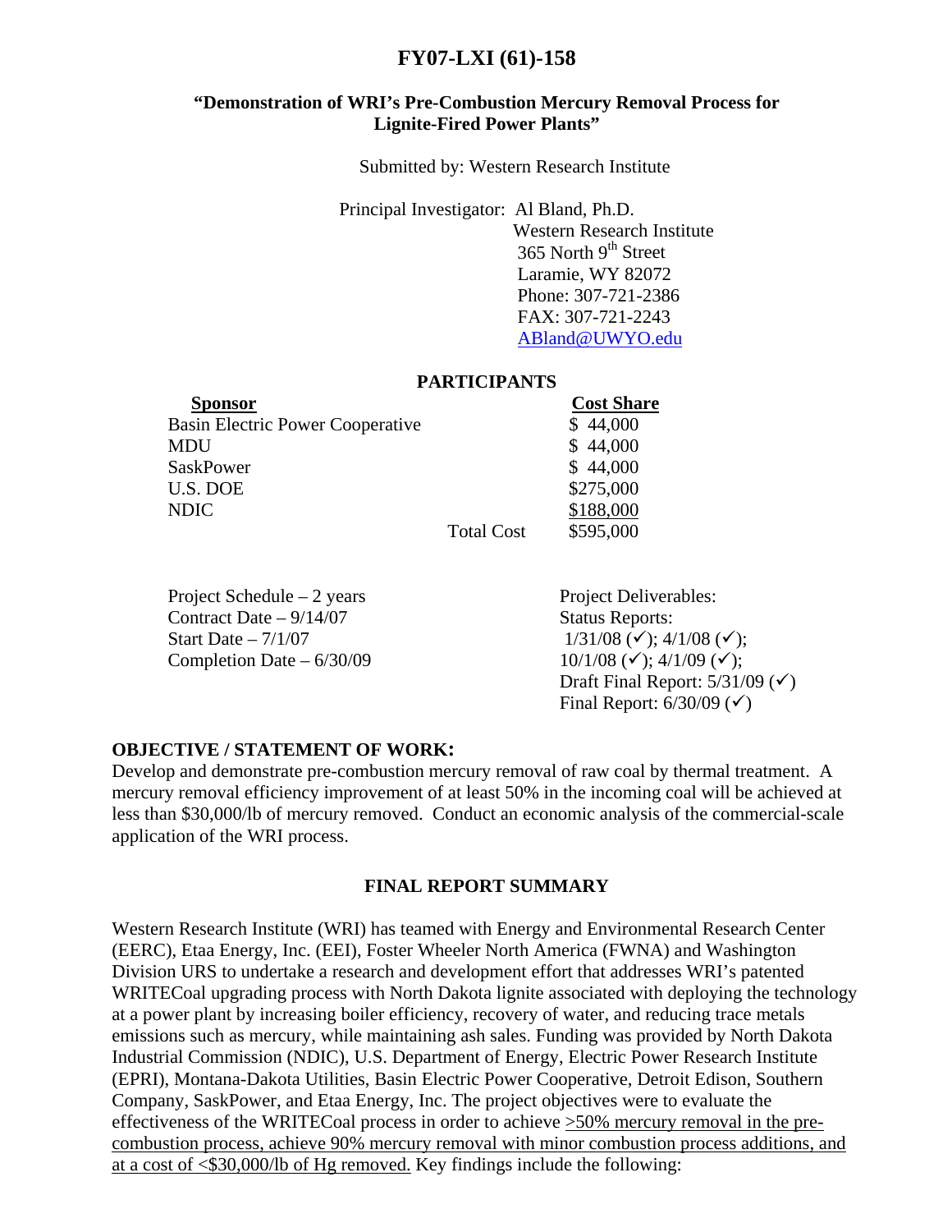# FY07-LXI (61)-158

### "Demonstration of WRI's Pre-Combustion Mercury Removal Process for Lignite-Fired Power Plants"

Submitted by: Western Research Institute

Principal Investigator: Al Bland, Ph.D.
Western Research Institute
365 North 9th Street
Laramie, WY 82072
Phone: 307-721-2386
FAX: 307-721-2243
ABland@UWYO.edu

## PARTICIPANTS

| Sponsor | | Cost Share |
|---|---|---|
| Basin Electric Power Cooperative | | $ 44,000 |
| MDU | | $ 44,000 |
| SaskPower | | $ 44,000 |
| U.S. DOE | | $275,000 |
| NDIC | | $188,000 |
| | Total Cost | $595,000 |

Project Schedule – 2 years
Contract Date – 9/14/07
Start Date – 7/1/07
Completion Date – 6/30/09

Project Deliverables:
Status Reports:
1/31/08 (✓); 4/1/08 (✓);
10/1/08 (✓); 4/1/09 (✓);
Draft Final Report: 5/31/09 (✓)
Final Report: 6/30/09 (✓)

## OBJECTIVE / STATEMENT OF WORK:

Develop and demonstrate pre-combustion mercury removal of raw coal by thermal treatment. A mercury removal efficiency improvement of at least 50% in the incoming coal will be achieved at less than $30,000/lb of mercury removed. Conduct an economic analysis of the commercial-scale application of the WRI process.

## FINAL REPORT SUMMARY

Western Research Institute (WRI) has teamed with Energy and Environmental Research Center (EERC), Etaa Energy, Inc. (EEI), Foster Wheeler North America (FWNA) and Washington Division URS to undertake a research and development effort that addresses WRI's patented WRITECoal upgrading process with North Dakota lignite associated with deploying the technology at a power plant by increasing boiler efficiency, recovery of water, and reducing trace metals emissions such as mercury, while maintaining ash sales. Funding was provided by North Dakota Industrial Commission (NDIC), U.S. Department of Energy, Electric Power Research Institute (EPRI), Montana-Dakota Utilities, Basin Electric Power Cooperative, Detroit Edison, Southern Company, SaskPower, and Etaa Energy, Inc. The project objectives were to evaluate the effectiveness of the WRITECoal process in order to achieve >50% mercury removal in the pre-combustion process, achieve 90% mercury removal with minor combustion process additions, and at a cost of <$30,000/lb of Hg removed. Key findings include the following: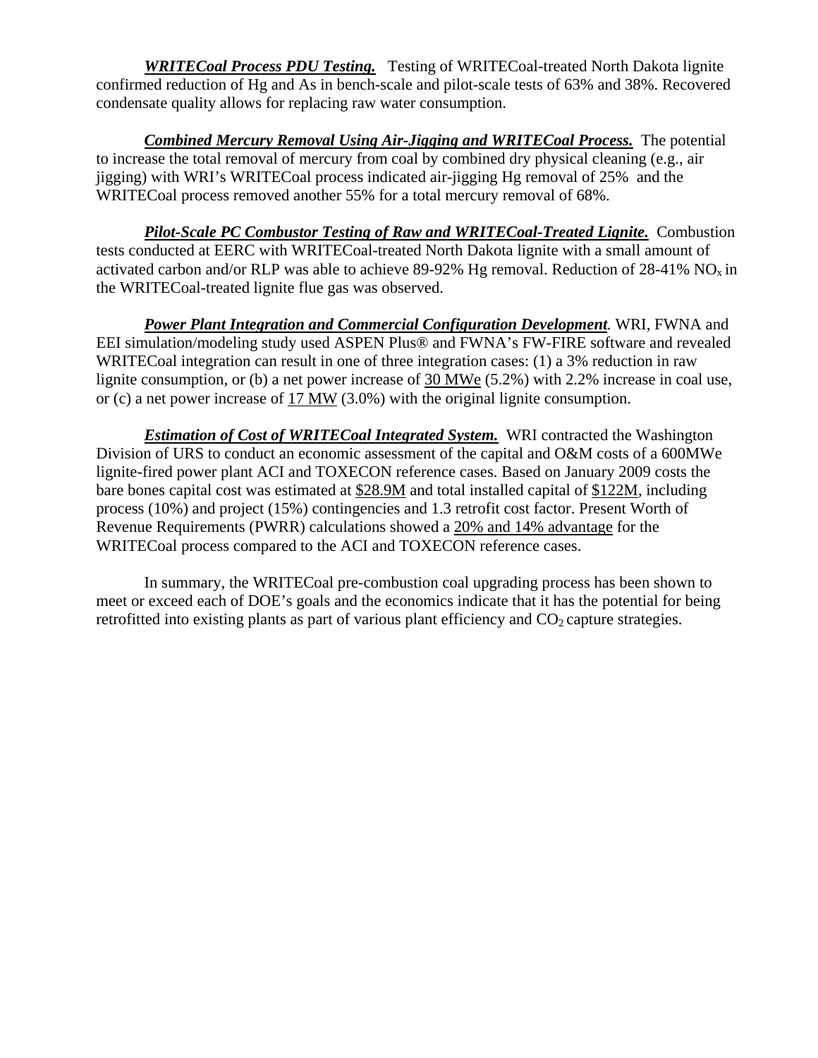***WRITECoal Process PDU Testing.*** Testing of WRITECoal-treated North Dakota lignite confirmed reduction of Hg and As in bench-scale and pilot-scale tests of 63% and 38%. Recovered condensate quality allows for replacing raw water consumption.

***Combined Mercury Removal Using Air-Jigging and WRITECoal Process.*** The potential to increase the total removal of mercury from coal by combined dry physical cleaning (e.g., air jigging) with WRI's WRITECoal process indicated air-jigging Hg removal of 25% and the WRITECoal process removed another 55% for a total mercury removal of 68%.

***Pilot-Scale PC Combustor Testing of Raw and WRITECoal-Treated Lignite.*** Combustion tests conducted at EERC with WRITECoal-treated North Dakota lignite with a small amount of activated carbon and/or RLP was able to achieve 89-92% Hg removal. Reduction of 28-41% $NO_x$ in the WRITECoal-treated lignite flue gas was observed.

***Power Plant Integration and Commercial Configuration Development****.* WRI, FWNA and EEI simulation/modeling study used ASPEN Plus® and FWNA's FW-FIRE software and revealed WRITECoal integration can result in one of three integration cases: (1) a 3% reduction in raw lignite consumption, or (b) a net power increase of 30 MWe (5.2%) with 2.2% increase in coal use, or (c) a net power increase of 17 MW (3.0%) with the original lignite consumption.

***Estimation of Cost of WRITECoal Integrated System.*** WRI contracted the Washington Division of URS to conduct an economic assessment of the capital and O&M costs of a 600MWe lignite-fired power plant ACI and TOXECON reference cases. Based on January 2009 costs the bare bones capital cost was estimated at $28.9M and total installed capital of $122M, including process (10%) and project (15%) contingencies and 1.3 retrofit cost factor. Present Worth of Revenue Requirements (PWRR) calculations showed a 20% and 14% advantage for the WRITECoal process compared to the ACI and TOXECON reference cases.

In summary, the WRITECoal pre-combustion coal upgrading process has been shown to meet or exceed each of DOE's goals and the economics indicate that it has the potential for being retrofitted into existing plants as part of various plant efficiency and $CO_2$ capture strategies.